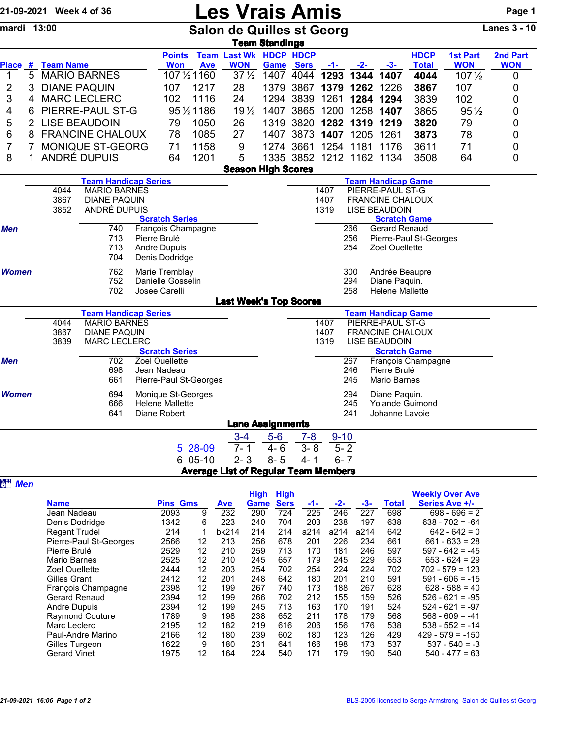21-09-2021 Week 4 of 36

mardi 13:00

# Les Vrais Amis

## Salon de Quilles st Georg

Lanes 3 - 10

### Team Standings

| Place | # | Team Name | Points Won | Team Ave | Last Wk WON | HDCP Game | HDCP Sers | -1- | -2- | -3- | HDCP Total | 1st Part WON | 2nd Part WON |
|---|---|---|---|---|---|---|---|---|---|---|---|---|---|
| 1 | 5 | MARIO BARNES | 107½ | 1160 | 37½ | 1407 | 4044 | **1293** | **1344** | **1407** | **4044** | 107½ | 0 |
| 2 | 3 | DIANE PAQUIN | 107 | 1217 | 28 | 1379 | 3867 | **1379** | **1262** | 1226 | **3867** | 107 | 0 |
| 3 | 4 | MARC LECLERC | 102 | 1116 | 24 | 1294 | 3839 | 1261 | **1284** | **1294** | 3839 | 102 | 0 |
| 4 | 6 | PIERRE-PAUL ST-G | 95½ | 1186 | 19½ | 1407 | 3865 | 1200 | 1258 | **1407** | 3865 | 95½ | 0 |
| 5 | 2 | LISE BEAUDOIN | 79 | 1050 | 26 | 1319 | 3820 | **1282** | **1319** | **1219** | **3820** | 79 | 0 |
| 6 | 8 | FRANCINE CHALOUX | 78 | 1085 | 27 | 1407 | 3873 | **1407** | 1205 | 1261 | **3873** | 78 | 0 |
| 7 | 7 | MONIQUE ST-GEORG | 71 | 1158 | 9 | 1274 | 3661 | 1254 | 1181 | 1176 | 3611 | 71 | 0 |
| 8 | 1 | ANDRÉ DUPUIS | 64 | 1201 | 5 | 1335 | 3852 | 1212 | 1162 | 1134 | 3508 | 64 | 0 |

### Season High Scores

**Team Handicap Series**

| | |
|---|---|
| 4044 | MARIO BARNES |
| 3867 | DIANE PAQUIN |
| 3852 | ANDRÉ DUPUIS |

**Team Handicap Game**

| | |
|---|---|
| 1407 | PIERRE-PAUL ST-G |
| 1407 | FRANCINE CHALOUX |
| 1319 | LISE BEAUDOIN |

**Scratch Series**

| | Score | Name |
|---|---|---|
| *Men* | 740 | François Champagne |
| | 713 | Pierre Brulé |
| | 713 | Andre Dupuis |
| | 704 | Denis Dodridge |
| *Women* | 762 | Marie Tremblay |
| | 752 | Danielle Gosselin |
| | 702 | Josee Carelli |

**Scratch Game**

| | Score | Name |
|---|---|---|
| *Men* | 266 | Gerard Renaud |
| | 256 | Pierre-Paul St-Georges |
| | 254 | Zoel Ouellette |
| *Women* | 300 | Andrée Beaupre |
| | 294 | Diane Paquin. |
| | 258 | Helene Mallette |

### Last Week's Top Scores

**Team Handicap Series**

| | |
|---|---|
| 4044 | MARIO BARNES |
| 3867 | DIANE PAQUIN |
| 3839 | MARC LECLERC |

**Team Handicap Game**

| | |
|---|---|
| 1407 | PIERRE-PAUL ST-G |
| 1407 | FRANCINE CHALOUX |
| 1319 | LISE BEAUDOIN |

**Scratch Series**

| | Score | Name |
|---|---|---|
| *Men* | 702 | Zoel Ouellette |
| | 698 | Jean Nadeau |
| | 661 | Pierre-Paul St-Georges |
| *Women* | 694 | Monique St-Georges |
| | 666 | Helene Mallette |
| | 641 | Diane Robert |

**Scratch Game**

| | Score | Name |
|---|---|---|
| *Men* | 267 | François Champagne |
| | 246 | Pierre Brulé |
| | 245 | Mario Barnes |
| *Women* | 294 | Diane Paquin. |
| | 245 | Yolande Guimond |
| | 241 | Johanne Lavoie |

### Lane Assignments

| | 3-4 | 5-6 | 7-8 | 9-10 |
|---|---|---|---|---|
| 5 28-09 | 7- 1 | 4- 6 | 3- 8 | 5- 2 |
| 6 05-10 | 2- 3 | 8- 5 | 4- 1 | 6- 7 |

### Average List of Regular Team Members

*Men*

| Name | Pins | Gms | Ave | High Game | High Sers | -1- | -2- | -3- | Total | Weekly Over Ave Series Ave +/- |
|---|---|---|---|---|---|---|---|---|---|---|
| Jean Nadeau | 2093 | 9 | 232 | 290 | 724 | 225 | 246 | 227 | 698 | 698 - 696 = 2 |
| Denis Dodridge | 1342 | 6 | 223 | 240 | 704 | 203 | 238 | 197 | 638 | 638 - 702 = -64 |
| Regent Trudel | 214 | 1 | bk214 | 214 | 214 | a214 | a214 | a214 | 642 | 642 - 642 = 0 |
| Pierre-Paul St-Georges | 2566 | 12 | 213 | 256 | 678 | 201 | 226 | 234 | 661 | 661 - 633 = 28 |
| Pierre Brulé | 2529 | 12 | 210 | 259 | 713 | 170 | 181 | 246 | 597 | 597 - 642 = -45 |
| Mario Barnes | 2525 | 12 | 210 | 245 | 657 | 179 | 245 | 229 | 653 | 653 - 624 = 29 |
| Zoel Ouellette | 2444 | 12 | 203 | 254 | 702 | 254 | 224 | 224 | 702 | 702 - 579 = 123 |
| Gilles Grant | 2412 | 12 | 201 | 248 | 642 | 180 | 201 | 210 | 591 | 591 - 606 = -15 |
| François Champagne | 2398 | 12 | 199 | 267 | 740 | 173 | 188 | 267 | 628 | 628 - 588 = 40 |
| Gerard Renaud | 2394 | 12 | 199 | 266 | 702 | 212 | 155 | 159 | 526 | 526 - 621 = -95 |
| Andre Dupuis | 2394 | 12 | 199 | 245 | 713 | 163 | 170 | 191 | 524 | 524 - 621 = -97 |
| Raymond Couture | 1789 | 9 | 198 | 238 | 652 | 211 | 178 | 179 | 568 | 568 - 609 = -41 |
| Marc Leclerc | 2195 | 12 | 182 | 219 | 616 | 206 | 156 | 176 | 538 | 538 - 552 = -14 |
| Paul-Andre Marino | 2166 | 12 | 180 | 239 | 602 | 180 | 123 | 126 | 429 | 429 - 579 = -150 |
| Gilles Turgeon | 1622 | 9 | 180 | 231 | 641 | 166 | 198 | 173 | 537 | 537 - 540 = -3 |
| Gerard Vinet | 1975 | 12 | 164 | 224 | 540 | 171 | 179 | 190 | 540 | 540 - 477 = 63 |

21-09-2021 16:06 BLS-2005 licensed to Serge Armstrong Salon de Quilles st Georg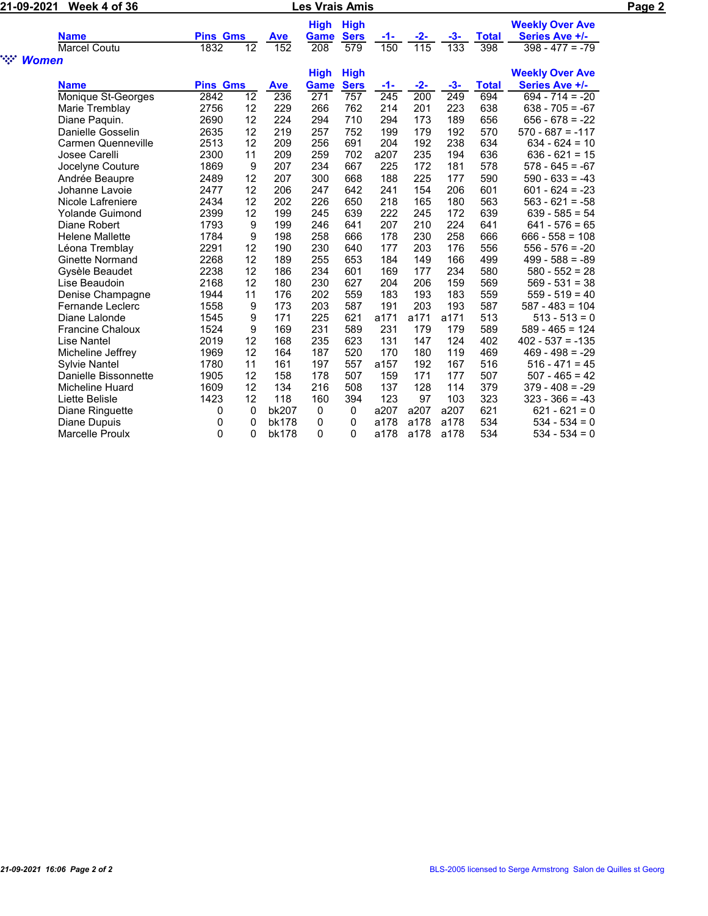| Name | Pins | Gms | Ave | High Game | High Sers | -1- | -2- | -3- | Total | Weekly Over Ave Series Ave +/- |
|---|---|---|---|---|---|---|---|---|---|---|
| Marcel Coutu | 1832 | 12 | 152 | 208 | 579 | 150 | 115 | 133 | 398 | 398 - 477 = -79 |

## Women

| Name | Pins | Gms | Ave | High Game | High Sers | -1- | -2- | -3- | Total | Weekly Over Ave Series Ave +/- |
|---|---|---|---|---|---|---|---|---|---|---|
| Monique St-Georges | 2842 | 12 | 236 | 271 | 757 | 245 | 200 | 249 | 694 | 694 - 714 = -20 |
| Marie Tremblay | 2756 | 12 | 229 | 266 | 762 | 214 | 201 | 223 | 638 | 638 - 705 = -67 |
| Diane Paquin. | 2690 | 12 | 224 | 294 | 710 | 294 | 173 | 189 | 656 | 656 - 678 = -22 |
| Danielle Gosselin | 2635 | 12 | 219 | 257 | 752 | 199 | 179 | 192 | 570 | 570 - 687 = -117 |
| Carmen Quenneville | 2513 | 12 | 209 | 256 | 691 | 204 | 192 | 238 | 634 | 634 - 624 = 10 |
| Josee Carelli | 2300 | 11 | 209 | 259 | 702 | a207 | 235 | 194 | 636 | 636 - 621 = 15 |
| Jocelyne Couture | 1869 | 9 | 207 | 234 | 667 | 225 | 172 | 181 | 578 | 578 - 645 = -67 |
| Andrée Beaupre | 2489 | 12 | 207 | 300 | 668 | 188 | 225 | 177 | 590 | 590 - 633 = -43 |
| Johanne Lavoie | 2477 | 12 | 206 | 247 | 642 | 241 | 154 | 206 | 601 | 601 - 624 = -23 |
| Nicole Lafreniere | 2434 | 12 | 202 | 226 | 650 | 218 | 165 | 180 | 563 | 563 - 621 = -58 |
| Yolande Guimond | 2399 | 12 | 199 | 245 | 639 | 222 | 245 | 172 | 639 | 639 - 585 = 54 |
| Diane Robert | 1793 | 9 | 199 | 246 | 641 | 207 | 210 | 224 | 641 | 641 - 576 = 65 |
| Helene Mallette | 1784 | 9 | 198 | 258 | 666 | 178 | 230 | 258 | 666 | 666 - 558 = 108 |
| Léona Tremblay | 2291 | 12 | 190 | 230 | 640 | 177 | 203 | 176 | 556 | 556 - 576 = -20 |
| Ginette Normand | 2268 | 12 | 189 | 255 | 653 | 184 | 149 | 166 | 499 | 499 - 588 = -89 |
| Gysèle Beaudet | 2238 | 12 | 186 | 234 | 601 | 169 | 177 | 234 | 580 | 580 - 552 = 28 |
| Lise Beaudoin | 2168 | 12 | 180 | 230 | 627 | 204 | 206 | 159 | 569 | 569 - 531 = 38 |
| Denise Champagne | 1944 | 11 | 176 | 202 | 559 | 183 | 193 | 183 | 559 | 559 - 519 = 40 |
| Fernande Leclerc | 1558 | 9 | 173 | 203 | 587 | 191 | 203 | 193 | 587 | 587 - 483 = 104 |
| Diane Lalonde | 1545 | 9 | 171 | 225 | 621 | a171 | a171 | a171 | 513 | 513 - 513 = 0 |
| Francine Chaloux | 1524 | 9 | 169 | 231 | 589 | 231 | 179 | 179 | 589 | 589 - 465 = 124 |
| Lise Nantel | 2019 | 12 | 168 | 235 | 623 | 131 | 147 | 124 | 402 | 402 - 537 = -135 |
| Micheline Jeffrey | 1969 | 12 | 164 | 187 | 520 | 170 | 180 | 119 | 469 | 469 - 498 = -29 |
| Sylvie Nantel | 1780 | 11 | 161 | 197 | 557 | a157 | 192 | 167 | 516 | 516 - 471 = 45 |
| Danielle Bissonnette | 1905 | 12 | 158 | 178 | 507 | 159 | 171 | 177 | 507 | 507 - 465 = 42 |
| Micheline Huard | 1609 | 12 | 134 | 216 | 508 | 137 | 128 | 114 | 379 | 379 - 408 = -29 |
| Liette Belisle | 1423 | 12 | 118 | 160 | 394 | 123 | 97 | 103 | 323 | 323 - 366 = -43 |
| Diane Ringuette | 0 | 0 | bk207 | 0 | 0 | a207 | a207 | a207 | 621 | 621 - 621 = 0 |
| Diane Dupuis | 0 | 0 | bk178 | 0 | 0 | a178 | a178 | a178 | 534 | 534 - 534 = 0 |
| Marcelle Proulx | 0 | 0 | bk178 | 0 | 0 | a178 | a178 | a178 | 534 | 534 - 534 = 0 |